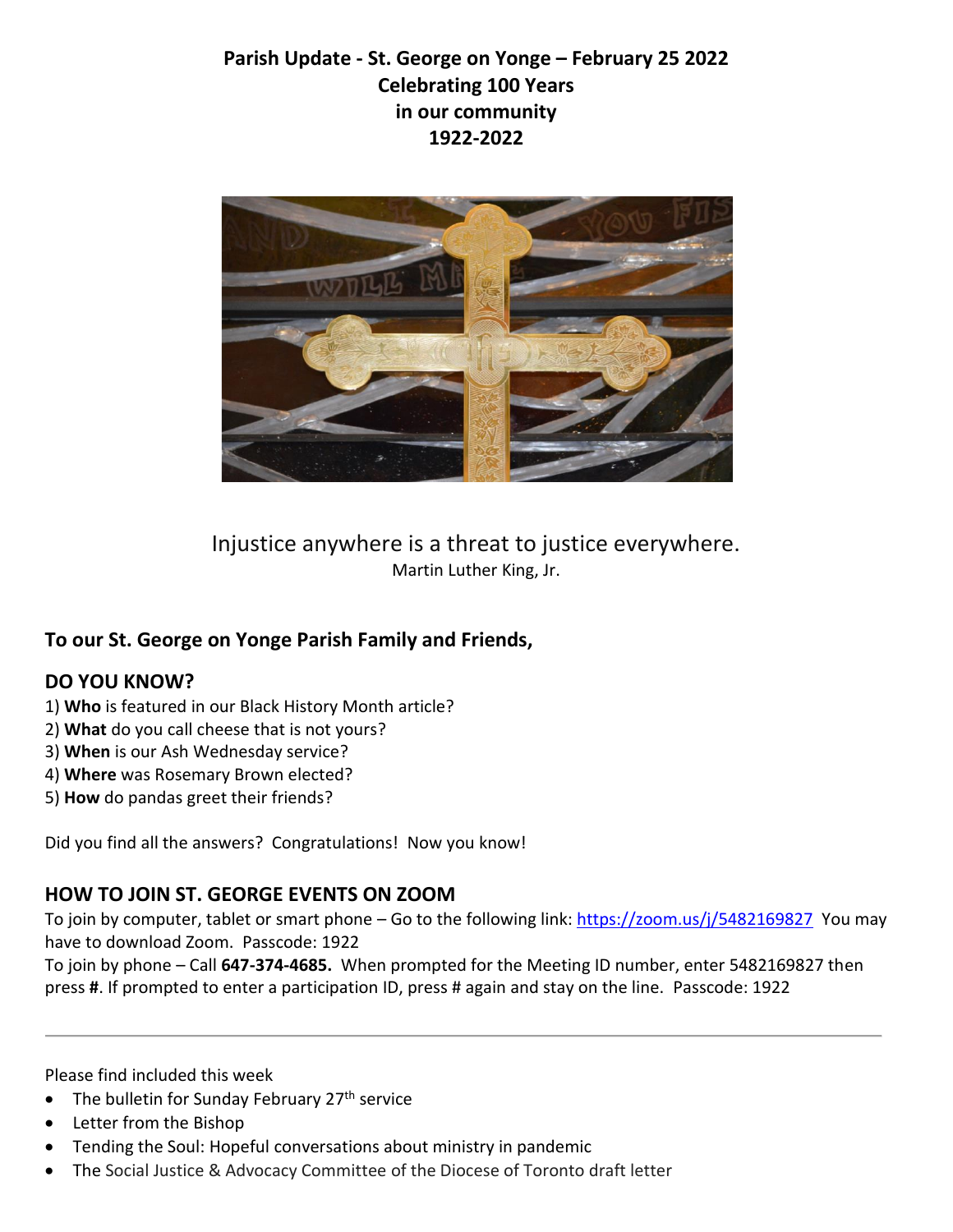**Parish Update - St. George on Yonge – February 25 2022**
**Celebrating 100 Years**
**in our community**
**1922-2022**

Injustice anywhere is a threat to justice everywhere.
Martin Luther King, Jr.

## To our St. George on Yonge Parish Family and Friends,

## DO YOU KNOW?

1) **Who** is featured in our Black History Month article?
2) **What** do you call cheese that is not yours?
3) **When** is our Ash Wednesday service?
4) **Where** was Rosemary Brown elected?
5) **How** do pandas greet their friends?

Did you find all the answers? Congratulations! Now you know!

## HOW TO JOIN ST. GEORGE EVENTS ON ZOOM

To join by computer, tablet or smart phone – Go to the following link: https://zoom.us/j/5482169827 You may have to download Zoom. Passcode: 1922

To join by phone – Call **647-374-4685.** When prompted for the Meeting ID number, enter 5482169827 then press **#**. If prompted to enter a participation ID, press # again and stay on the line. Passcode: 1922

---

Please find included this week

- The bulletin for Sunday February 27th service
- Letter from the Bishop
- Tending the Soul: Hopeful conversations about ministry in pandemic
- The Social Justice & Advocacy Committee of the Diocese of Toronto draft letter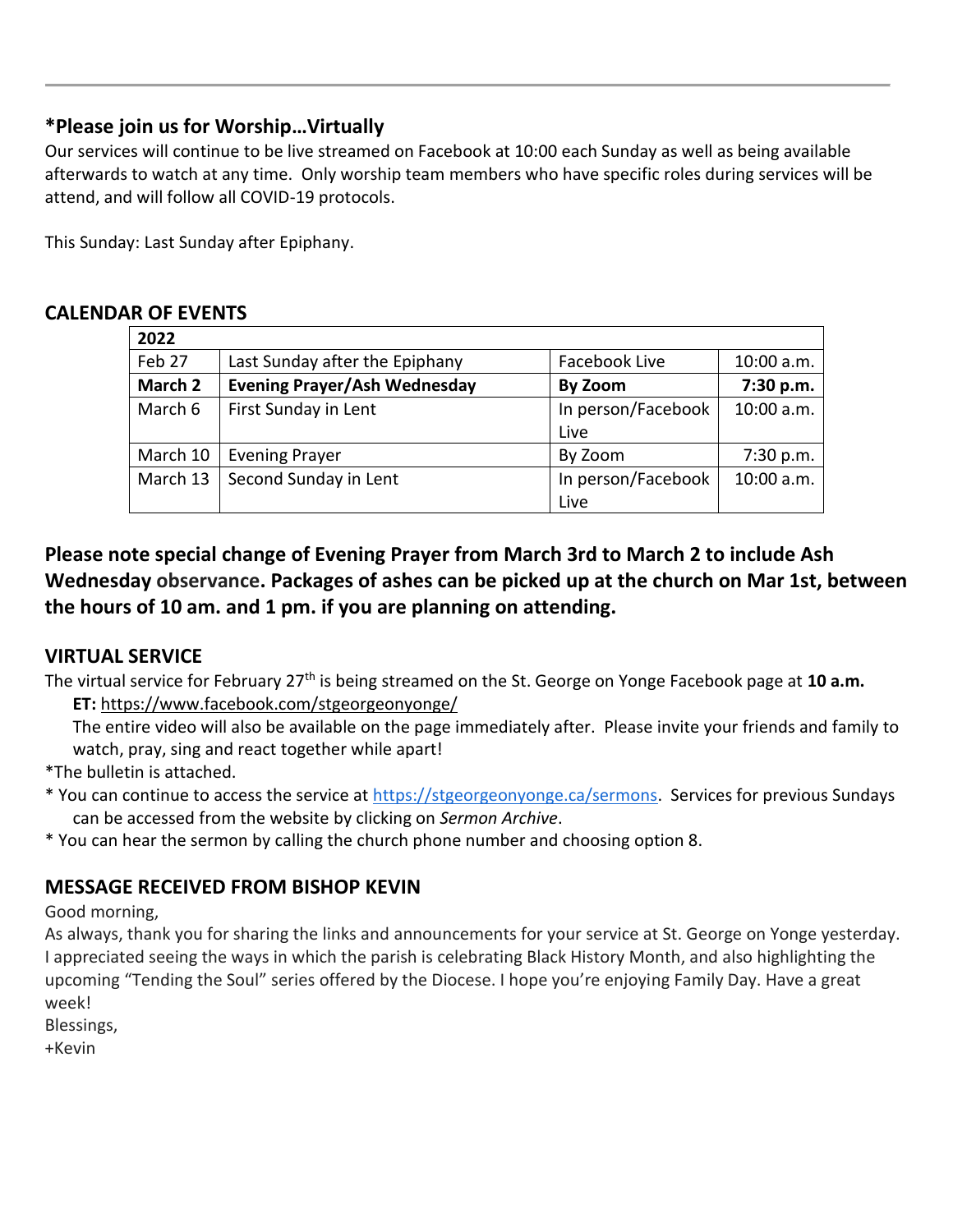## *Please join us for Worship…Virtually

Our services will continue to be live streamed on Facebook at 10:00 each Sunday as well as being available afterwards to watch at any time. Only worship team members who have specific roles during services will be attend, and will follow all COVID-19 protocols.

This Sunday: Last Sunday after Epiphany.

## CALENDAR OF EVENTS

| **2022** | | | |
|---|---|---|---|
| Feb 27 | Last Sunday after the Epiphany | Facebook Live | 10:00 a.m. |
| **March 2** | **Evening Prayer/Ash Wednesday** | **By Zoom** | **7:30 p.m.** |
| March 6 | First Sunday in Lent | In person/Facebook Live | 10:00 a.m. |
| March 10 | Evening Prayer | By Zoom | 7:30 p.m. |
| March 13 | Second Sunday in Lent | In person/Facebook Live | 10:00 a.m. |

**Please note special change of Evening Prayer from March 3rd to March 2 to include Ash Wednesday observance. Packages of ashes can be picked up at the church on Mar 1st, between the hours of 10 am. and 1 pm. if you are planning on attending.**

## VIRTUAL SERVICE

The virtual service for February 27th is being streamed on the St. George on Yonge Facebook page at **10 a.m. ET:** https://www.facebook.com/stgeorgeonyonge/

The entire video will also be available on the page immediately after. Please invite your friends and family to watch, pray, sing and react together while apart!

*The bulletin is attached.

* You can continue to access the service at https://stgeorgeonyonge.ca/sermons. Services for previous Sundays can be accessed from the website by clicking on *Sermon Archive*.
* You can hear the sermon by calling the church phone number and choosing option 8.

## MESSAGE RECEIVED FROM BISHOP KEVIN

Good morning,

As always, thank you for sharing the links and announcements for your service at St. George on Yonge yesterday. I appreciated seeing the ways in which the parish is celebrating Black History Month, and also highlighting the upcoming "Tending the Soul" series offered by the Diocese. I hope you're enjoying Family Day. Have a great week!

Blessings,

+Kevin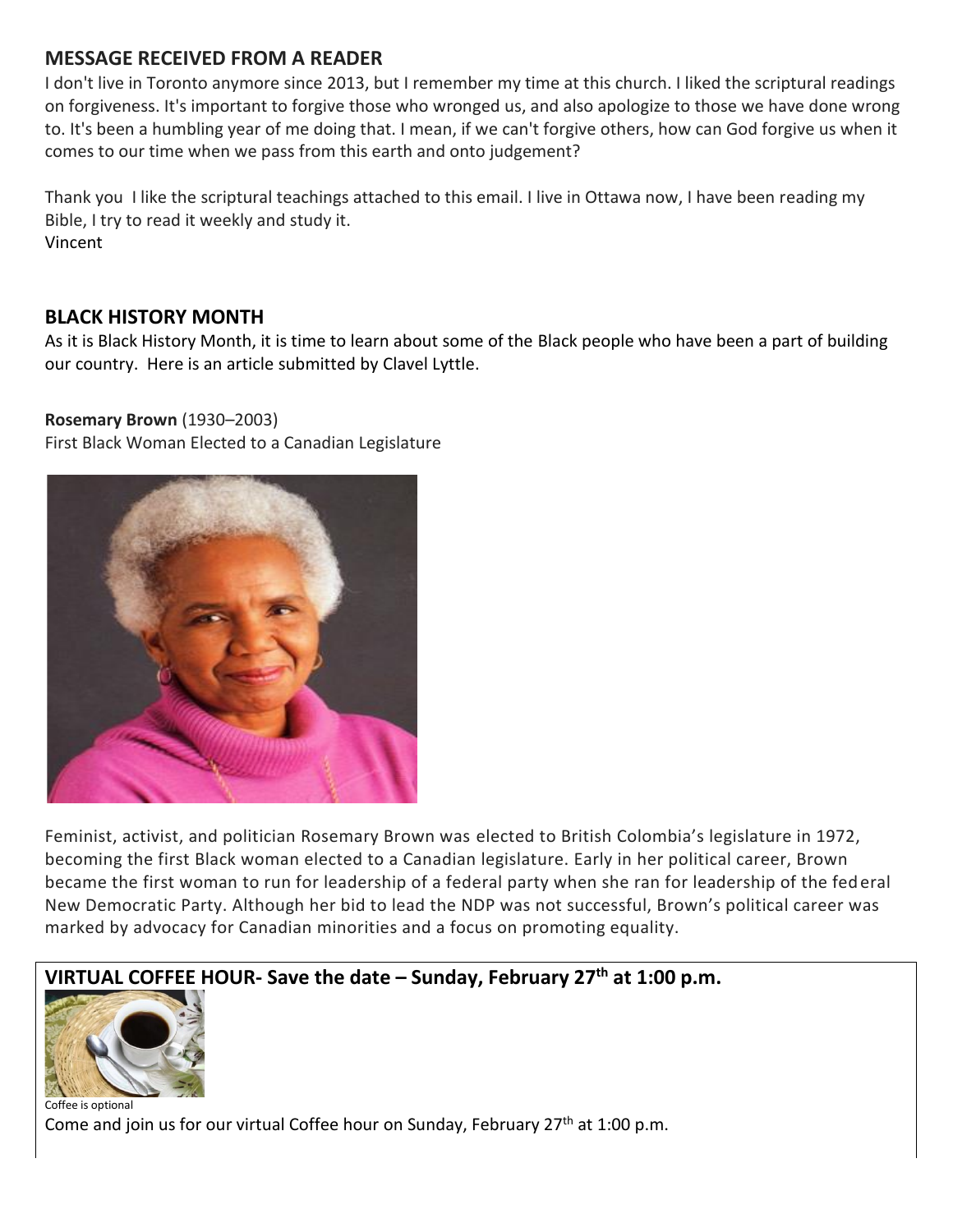## MESSAGE RECEIVED FROM A READER

I don't live in Toronto anymore since 2013, but I remember my time at this church. I liked the scriptural readings on forgiveness. It's important to forgive those who wronged us, and also apologize to those we have done wrong to. It's been a humbling year of me doing that. I mean, if we can't forgive others, how can God forgive us when it comes to our time when we pass from this earth and onto judgement?

Thank you I like the scriptural teachings attached to this email. I live in Ottawa now, I have been reading my Bible, I try to read it weekly and study it.
Vincent

## BLACK HISTORY MONTH

As it is Black History Month, it is time to learn about some of the Black people who have been a part of building our country. Here is an article submitted by Clavel Lyttle.

**Rosemary Brown** (1930–2003)
First Black Woman Elected to a Canadian Legislature

Feminist, activist, and politician Rosemary Brown was elected to British Colombia's legislature in 1972, becoming the first Black woman elected to a Canadian legislature. Early in her political career, Brown became the first woman to run for leadership of a federal party when she ran for leadership of the federal New Democratic Party. Although her bid to lead the NDP was not successful, Brown's political career was marked by advocacy for Canadian minorities and a focus on promoting equality.

## VIRTUAL COFFEE HOUR- Save the date – Sunday, February 27th at 1:00 p.m.

Coffee is optional

Come and join us for our virtual Coffee hour on Sunday, February 27th at 1:00 p.m.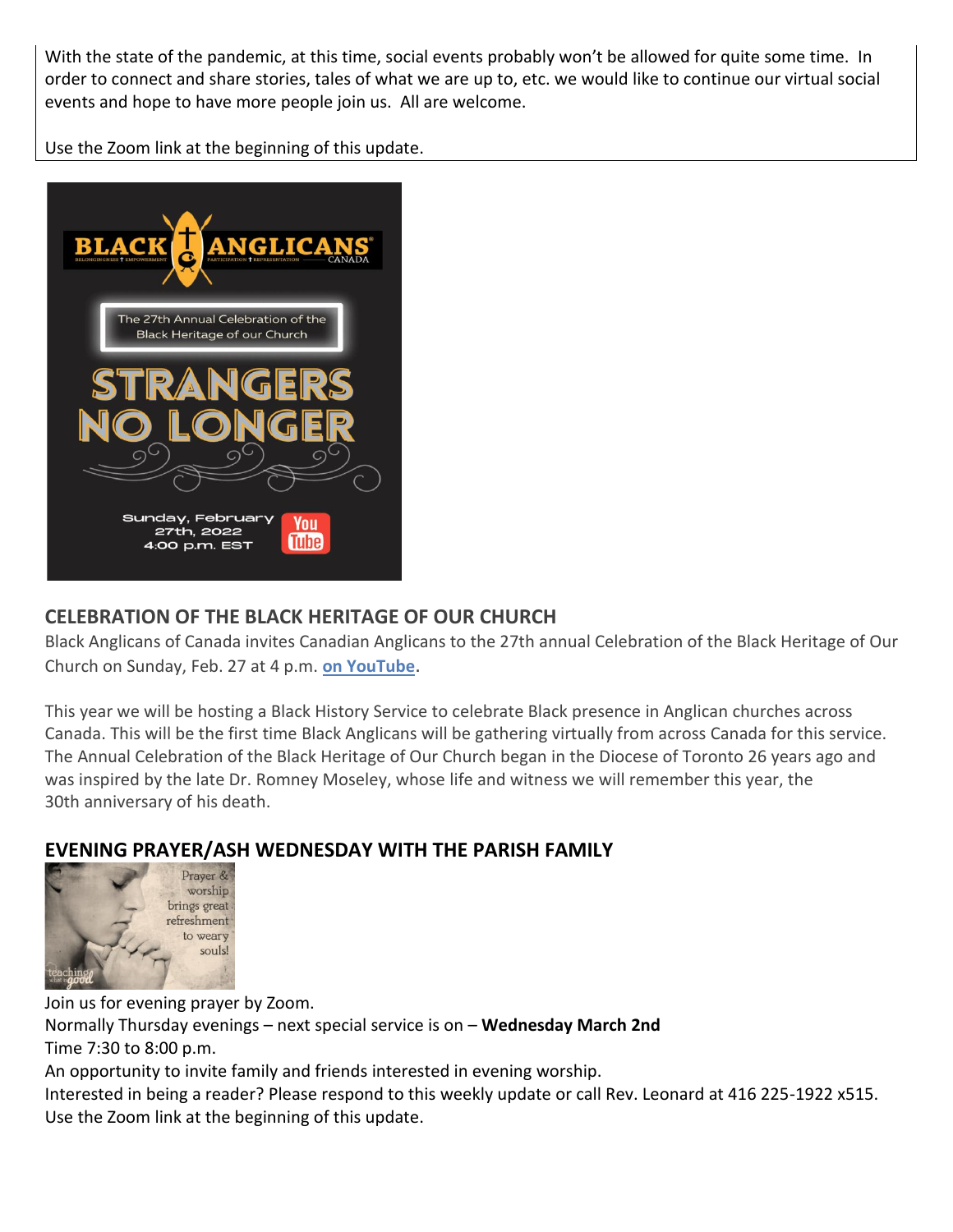With the state of the pandemic, at this time, social events probably won't be allowed for quite some time. In order to connect and share stories, tales of what we are up to, etc. we would like to continue our virtual social events and hope to have more people join us. All are welcome.

Use the Zoom link at the beginning of this update.

BLACK ANGLICANS CANADA

The 27th Annual Celebration of the Black Heritage of our Church

STRANGERS NO LONGER

Sunday, February 27th, 2022 4:00 p.m. EST

## CELEBRATION OF THE BLACK HERITAGE OF OUR CHURCH

Black Anglicans of Canada invites Canadian Anglicans to the 27th annual Celebration of the Black Heritage of Our Church on Sunday, Feb. 27 at 4 p.m. **on YouTube**.

This year we will be hosting a Black History Service to celebrate Black presence in Anglican churches across Canada. This will be the first time Black Anglicans will be gathering virtually from across Canada for this service. The Annual Celebration of the Black Heritage of Our Church began in the Diocese of Toronto 26 years ago and was inspired by the late Dr. Romney Moseley, whose life and witness we will remember this year, the 30th anniversary of his death.

## EVENING PRAYER/ASH WEDNESDAY WITH THE PARISH FAMILY

Prayer & worship brings great refreshment to weary souls!

Join us for evening prayer by Zoom.
Normally Thursday evenings – next special service is on – **Wednesday March 2nd**
Time 7:30 to 8:00 p.m.
An opportunity to invite family and friends interested in evening worship.
Interested in being a reader? Please respond to this weekly update or call Rev. Leonard at 416 225-1922 x515.
Use the Zoom link at the beginning of this update.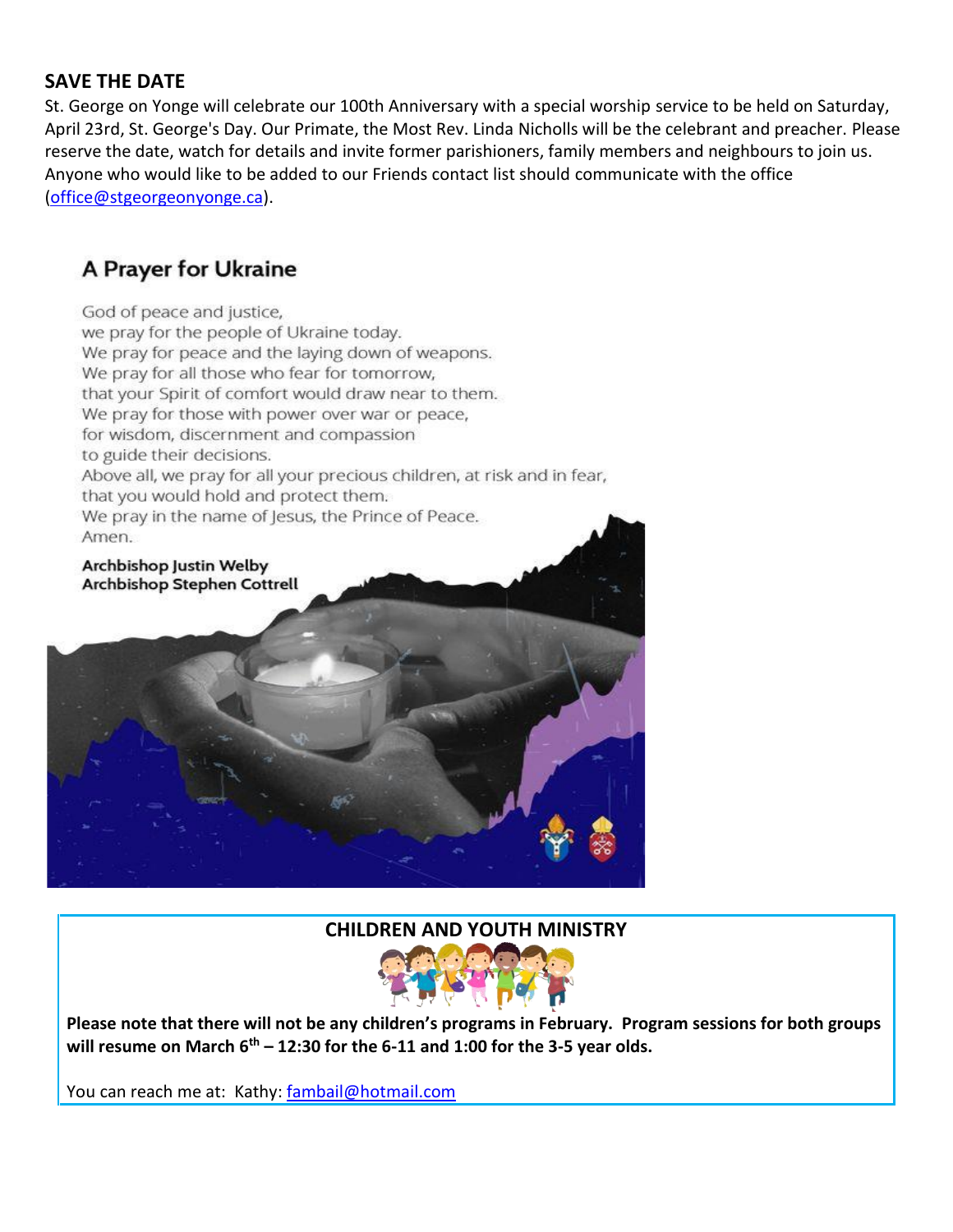## SAVE THE DATE

St. George on Yonge will celebrate our 100th Anniversary with a special worship service to be held on Saturday, April 23rd, St. George's Day. Our Primate, the Most Rev. Linda Nicholls will be the celebrant and preacher. Please reserve the date, watch for details and invite former parishioners, family members and neighbours to join us. Anyone who would like to be added to our Friends contact list should communicate with the office (office@stgeorgeonyonge.ca).

## A Prayer for Ukraine

God of peace and justice,
we pray for the people of Ukraine today.
We pray for peace and the laying down of weapons.
We pray for all those who fear for tomorrow,
that your Spirit of comfort would draw near to them.
We pray for those with power over war or peace,
for wisdom, discernment and compassion
to guide their decisions.
Above all, we pray for all your precious children, at risk and in fear,
that you would hold and protect them.
We pray in the name of Jesus, the Prince of Peace.
Amen.

**Archbishop Justin Welby**
**Archbishop Stephen Cottrell**

## CHILDREN AND YOUTH MINISTRY

**Please note that there will not be any children's programs in February. Program sessions for both groups will resume on March 6th – 12:30 for the 6-11 and 1:00 for the 3-5 year olds.**

You can reach me at: Kathy: fambail@hotmail.com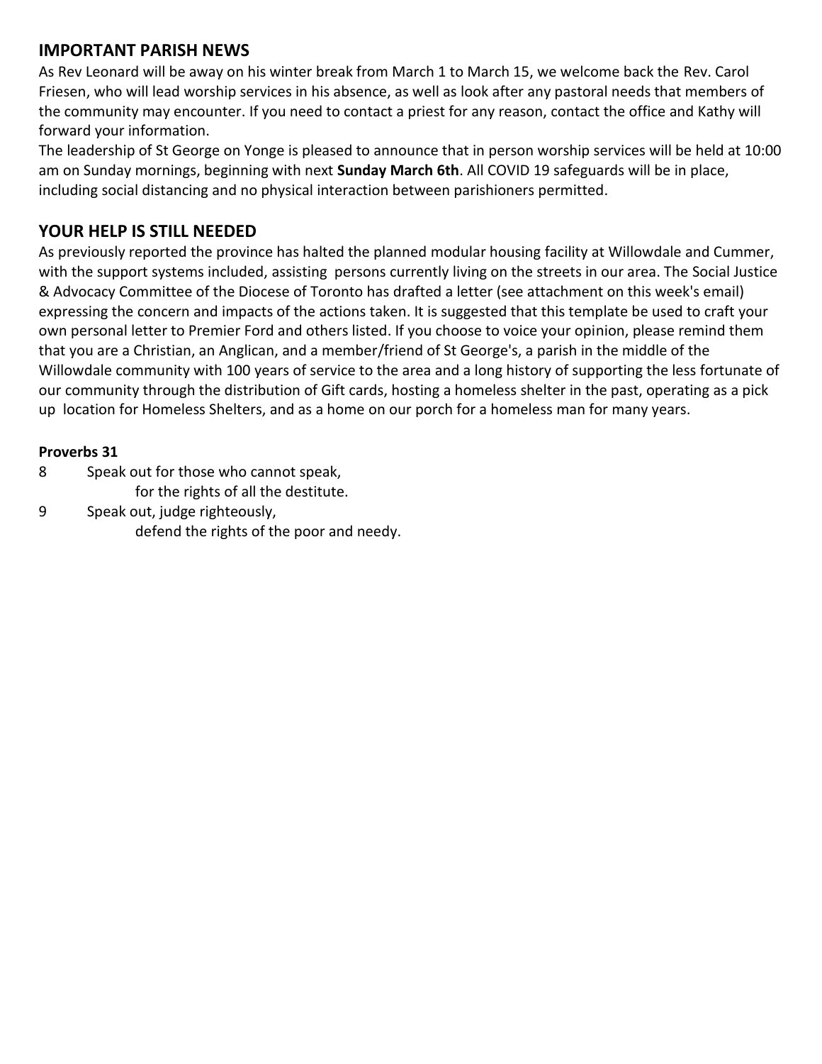## IMPORTANT PARISH NEWS

As Rev Leonard will be away on his winter break from March 1 to March 15, we welcome back the Rev. Carol Friesen, who will lead worship services in his absence, as well as look after any pastoral needs that members of the community may encounter. If you need to contact a priest for any reason, contact the office and Kathy will forward your information.

The leadership of St George on Yonge is pleased to announce that in person worship services will be held at 10:00 am on Sunday mornings, beginning with next **Sunday March 6th**. All COVID 19 safeguards will be in place, including social distancing and no physical interaction between parishioners permitted.

## YOUR HELP IS STILL NEEDED

As previously reported the province has halted the planned modular housing facility at Willowdale and Cummer, with the support systems included, assisting persons currently living on the streets in our area. The Social Justice & Advocacy Committee of the Diocese of Toronto has drafted a letter (see attachment on this week's email) expressing the concern and impacts of the actions taken. It is suggested that this template be used to craft your own personal letter to Premier Ford and others listed. If you choose to voice your opinion, please remind them that you are a Christian, an Anglican, and a member/friend of St George's, a parish in the middle of the Willowdale community with 100 years of service to the area and a long history of supporting the less fortunate of our community through the distribution of Gift cards, hosting a homeless shelter in the past, operating as a pick up location for Homeless Shelters, and as a home on our porch for a homeless man for many years.

**Proverbs 31**

8 Speak out for those who cannot speak,
for the rights of all the destitute.

9 Speak out, judge righteously,
defend the rights of the poor and needy.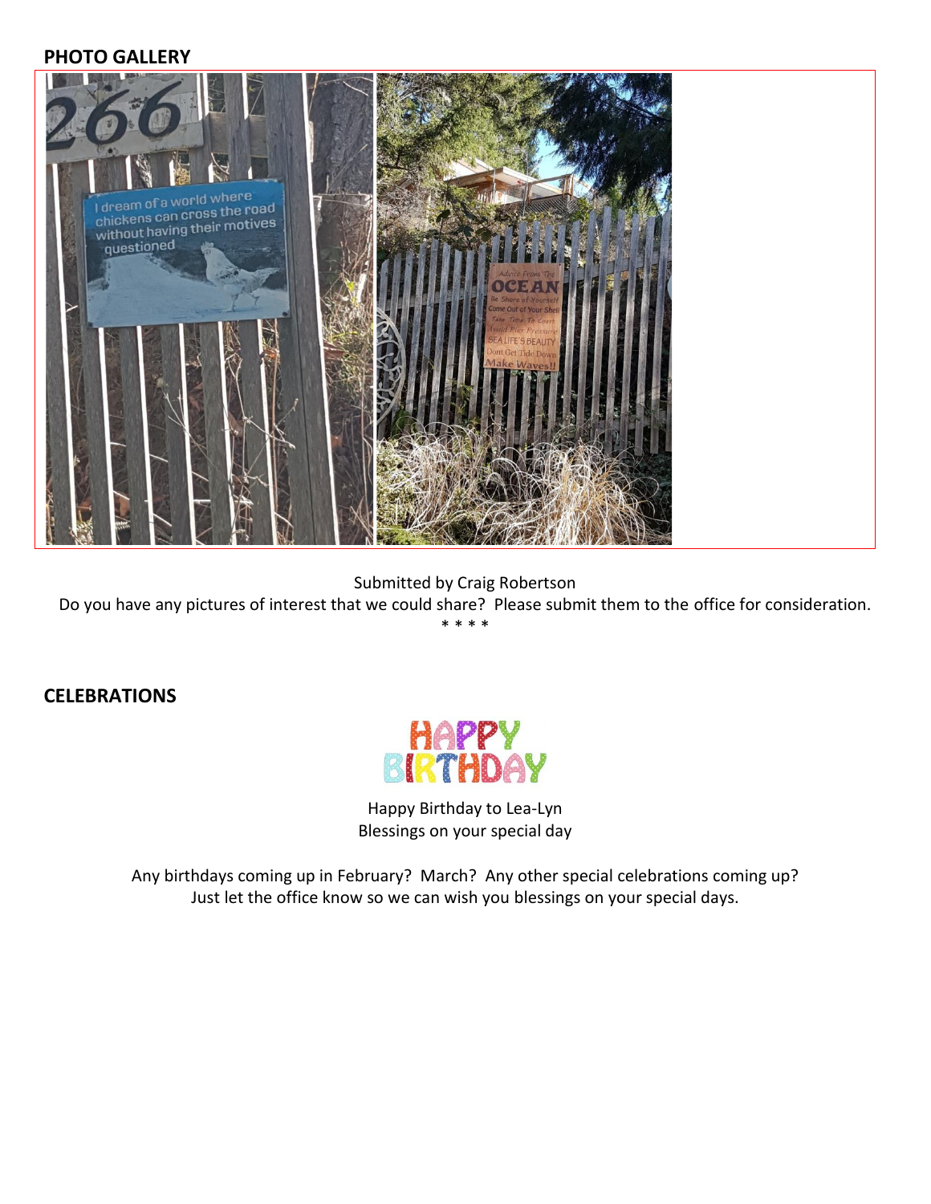## PHOTO GALLERY

Submitted by Craig Robertson

Do you have any pictures of interest that we could share? Please submit them to the office for consideration.

\* \* \* \*

## CELEBRATIONS

Happy Birthday to Lea-Lyn
Blessings on your special day

Any birthdays coming up in February? March? Any other special celebrations coming up?
Just let the office know so we can wish you blessings on your special days.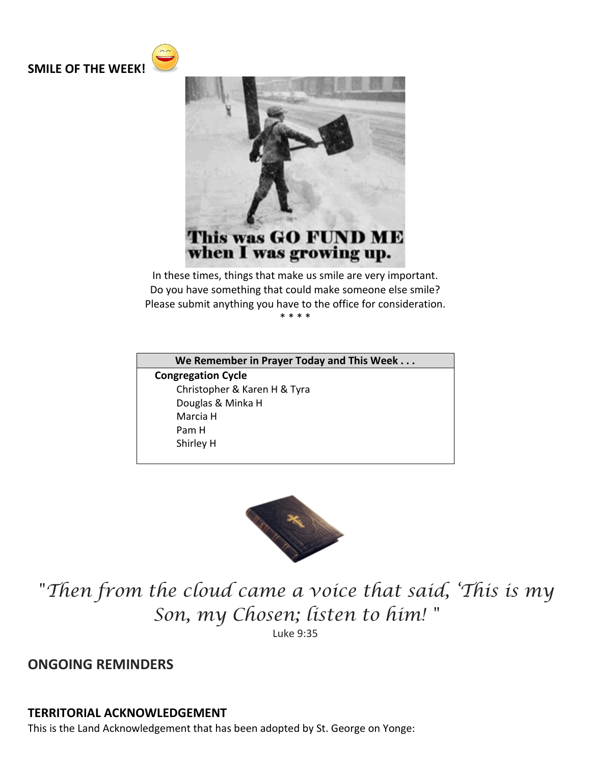**SMILE OF THE WEEK!**

This was GO FUND ME when I was growing up.

In these times, things that make us smile are very important.
Do you have something that could make someone else smile?
Please submit anything you have to the office for consideration.

\* \* \* \*

| We Remember in Prayer Today and This Week . . . |
|---|
| **Congregation Cycle** |
| Christopher & Karen H & Tyra |
| Douglas & Minka H |
| Marcia H |
| Pam H |
| Shirley H |

*"Then from the cloud came a voice that said, 'This is my Son, my Chosen; listen to him! "*

Luke 9:35

## ONGOING REMINDERS

### TERRITORIAL ACKNOWLEDGEMENT

This is the Land Acknowledgement that has been adopted by St. George on Yonge: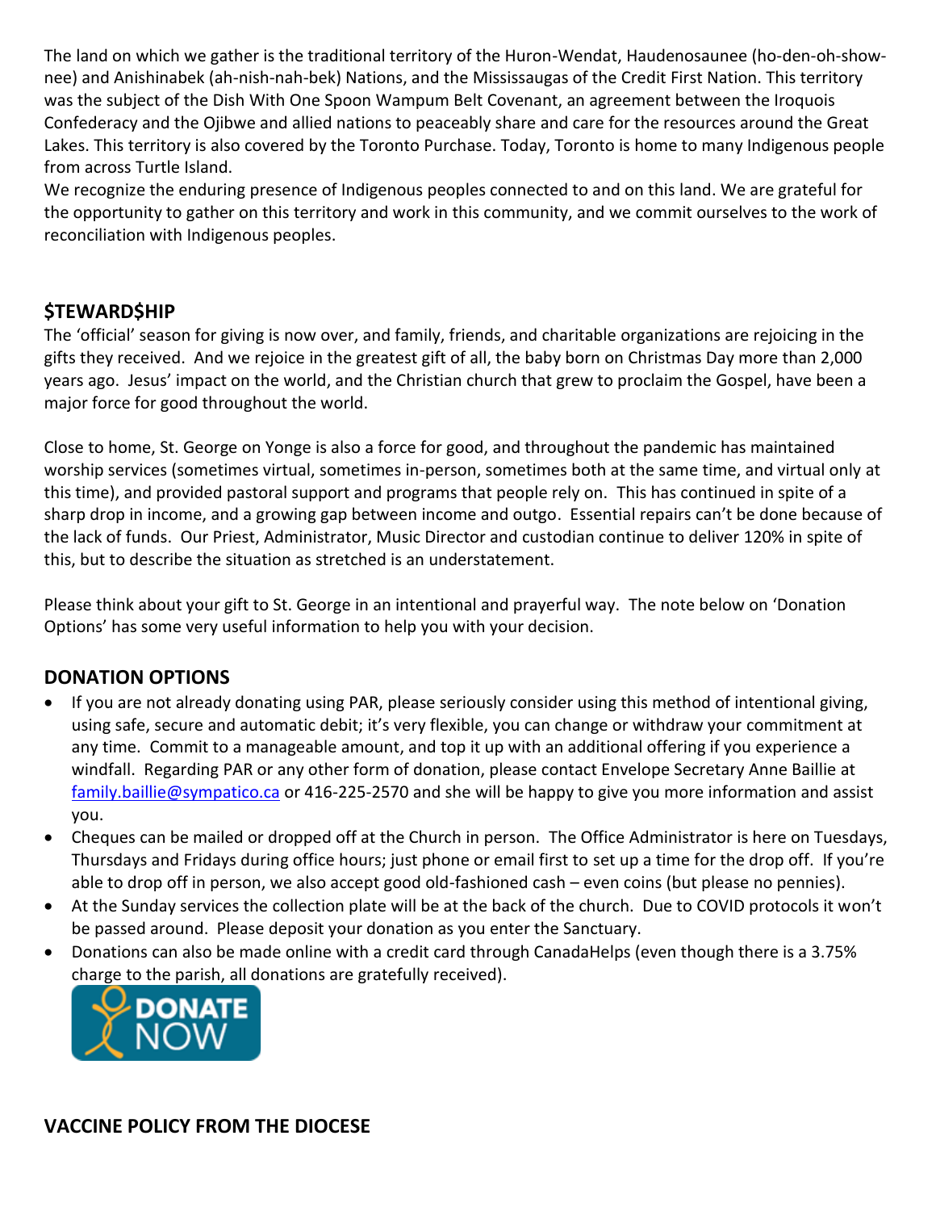The land on which we gather is the traditional territory of the Huron-Wendat, Haudenosaunee (ho-den-oh-show-nee) and Anishinabek (ah-nish-nah-bek) Nations, and the Mississaugas of the Credit First Nation. This territory was the subject of the Dish With One Spoon Wampum Belt Covenant, an agreement between the Iroquois Confederacy and the Ojibwe and allied nations to peaceably share and care for the resources around the Great Lakes. This territory is also covered by the Toronto Purchase. Today, Toronto is home to many Indigenous people from across Turtle Island.
We recognize the enduring presence of Indigenous peoples connected to and on this land. We are grateful for the opportunity to gather on this territory and work in this community, and we commit ourselves to the work of reconciliation with Indigenous peoples.

## $TEWARD$HIP

The 'official' season for giving is now over, and family, friends, and charitable organizations are rejoicing in the gifts they received. And we rejoice in the greatest gift of all, the baby born on Christmas Day more than 2,000 years ago. Jesus' impact on the world, and the Christian church that grew to proclaim the Gospel, have been a major force for good throughout the world.

Close to home, St. George on Yonge is also a force for good, and throughout the pandemic has maintained worship services (sometimes virtual, sometimes in-person, sometimes both at the same time, and virtual only at this time), and provided pastoral support and programs that people rely on. This has continued in spite of a sharp drop in income, and a growing gap between income and outgo. Essential repairs can't be done because of the lack of funds. Our Priest, Administrator, Music Director and custodian continue to deliver 120% in spite of this, but to describe the situation as stretched is an understatement.

Please think about your gift to St. George in an intentional and prayerful way. The note below on 'Donation Options' has some very useful information to help you with your decision.

## DONATION OPTIONS

- If you are not already donating using PAR, please seriously consider using this method of intentional giving, using safe, secure and automatic debit; it's very flexible, you can change or withdraw your commitment at any time. Commit to a manageable amount, and top it up with an additional offering if you experience a windfall. Regarding PAR or any other form of donation, please contact Envelope Secretary Anne Baillie at family.baillie@sympatico.ca or 416-225-2570 and she will be happy to give you more information and assist you.
- Cheques can be mailed or dropped off at the Church in person. The Office Administrator is here on Tuesdays, Thursdays and Fridays during office hours; just phone or email first to set up a time for the drop off. If you're able to drop off in person, we also accept good old-fashioned cash – even coins (but please no pennies).
- At the Sunday services the collection plate will be at the back of the church. Due to COVID protocols it won't be passed around. Please deposit your donation as you enter the Sanctuary.
- Donations can also be made online with a credit card through CanadaHelps (even though there is a 3.75% charge to the parish, all donations are gratefully received).

DONATE NOW

## VACCINE POLICY FROM THE DIOCESE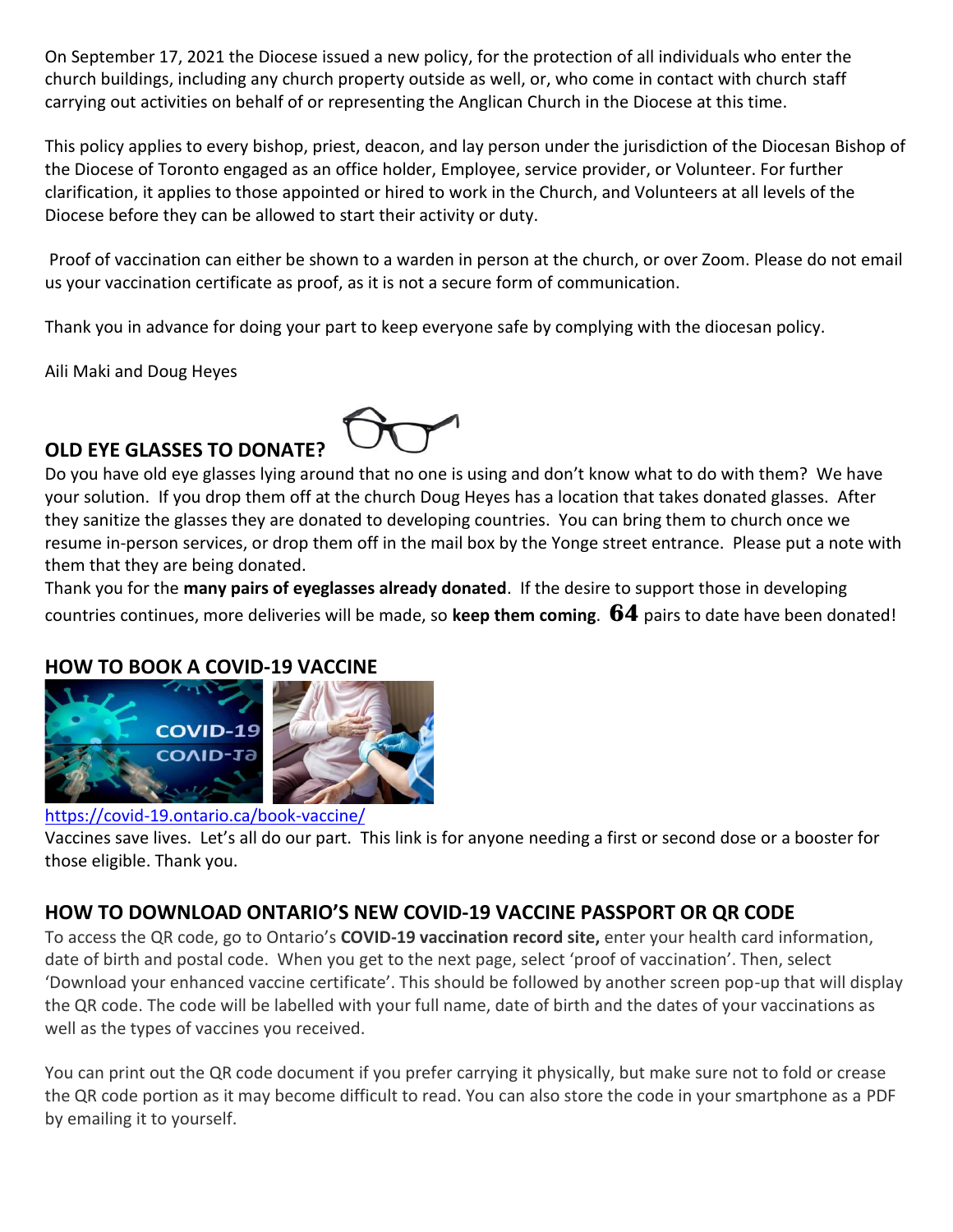On September 17, 2021 the Diocese issued a new policy, for the protection of all individuals who enter the church buildings, including any church property outside as well, or, who come in contact with church staff carrying out activities on behalf of or representing the Anglican Church in the Diocese at this time.

This policy applies to every bishop, priest, deacon, and lay person under the jurisdiction of the Diocesan Bishop of the Diocese of Toronto engaged as an office holder, Employee, service provider, or Volunteer. For further clarification, it applies to those appointed or hired to work in the Church, and Volunteers at all levels of the Diocese before they can be allowed to start their activity or duty.

Proof of vaccination can either be shown to a warden in person at the church, or over Zoom. Please do not email us your vaccination certificate as proof, as it is not a secure form of communication.

Thank you in advance for doing your part to keep everyone safe by complying with the diocesan policy.

Aili Maki and Doug Heyes

## OLD EYE GLASSES TO DONATE?

Do you have old eye glasses lying around that no one is using and don't know what to do with them? We have your solution. If you drop them off at the church Doug Heyes has a location that takes donated glasses. After they sanitize the glasses they are donated to developing countries. You can bring them to church once we resume in-person services, or drop them off in the mail box by the Yonge street entrance. Please put a note with them that they are being donated.

Thank you for the **many pairs of eyeglasses already donated**. If the desire to support those in developing countries continues, more deliveries will be made, so **keep them coming**. **64** pairs to date have been donated!

## HOW TO BOOK A COVID-19 VACCINE

https://covid-19.ontario.ca/book-vaccine/

Vaccines save lives. Let's all do our part. This link is for anyone needing a first or second dose or a booster for those eligible. Thank you.

## HOW TO DOWNLOAD ONTARIO'S NEW COVID-19 VACCINE PASSPORT OR QR CODE

To access the QR code, go to Ontario's **COVID-19 vaccination record site,** enter your health card information, date of birth and postal code. When you get to the next page, select 'proof of vaccination'. Then, select 'Download your enhanced vaccine certificate'. This should be followed by another screen pop-up that will display the QR code. The code will be labelled with your full name, date of birth and the dates of your vaccinations as well as the types of vaccines you received.

You can print out the QR code document if you prefer carrying it physically, but make sure not to fold or crease the QR code portion as it may become difficult to read. You can also store the code in your smartphone as a PDF by emailing it to yourself.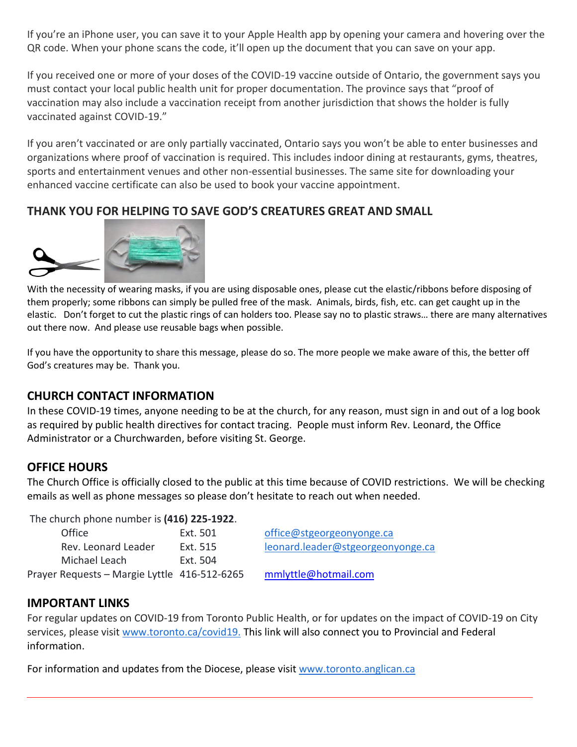If you're an iPhone user, you can save it to your Apple Health app by opening your camera and hovering over the QR code. When your phone scans the code, it'll open up the document that you can save on your app.

If you received one or more of your doses of the COVID-19 vaccine outside of Ontario, the government says you must contact your local public health unit for proper documentation. The province says that "proof of vaccination may also include a vaccination receipt from another jurisdiction that shows the holder is fully vaccinated against COVID-19."

If you aren't vaccinated or are only partially vaccinated, Ontario says you won't be able to enter businesses and organizations where proof of vaccination is required. This includes indoor dining at restaurants, gyms, theatres, sports and entertainment venues and other non-essential businesses. The same site for downloading your enhanced vaccine certificate can also be used to book your vaccine appointment.

## THANK YOU FOR HELPING TO SAVE GOD'S CREATURES GREAT AND SMALL

With the necessity of wearing masks, if you are using disposable ones, please cut the elastic/ribbons before disposing of them properly; some ribbons can simply be pulled free of the mask. Animals, birds, fish, etc. can get caught up in the elastic. Don't forget to cut the plastic rings of can holders too. Please say no to plastic straws… there are many alternatives out there now. And please use reusable bags when possible.

If you have the opportunity to share this message, please do so. The more people we make aware of this, the better off God's creatures may be. Thank you.

## CHURCH CONTACT INFORMATION

In these COVID-19 times, anyone needing to be at the church, for any reason, must sign in and out of a log book as required by public health directives for contact tracing. People must inform Rev. Leonard, the Office Administrator or a Churchwarden, before visiting St. George.

## OFFICE HOURS

The Church Office is officially closed to the public at this time because of COVID restrictions. We will be checking emails as well as phone messages so please don't hesitate to reach out when needed.

The church phone number is **(416) 225-1922**.

| | | |
|---|---|---|
| Office | Ext. 501 | office@stgeorgeonyonge.ca |
| Rev. Leonard Leader | Ext. 515 | leonard.leader@stgeorgeonyonge.ca |
| Michael Leach | Ext. 504 | |
| Prayer Requests – Margie Lyttle | 416-512-6265 | mmlyttle@hotmail.com |

## IMPORTANT LINKS

For regular updates on COVID-19 from Toronto Public Health, or for updates on the impact of COVID-19 on City services, please visit www.toronto.ca/covid19. This link will also connect you to Provincial and Federal information.

For information and updates from the Diocese, please visit www.toronto.anglican.ca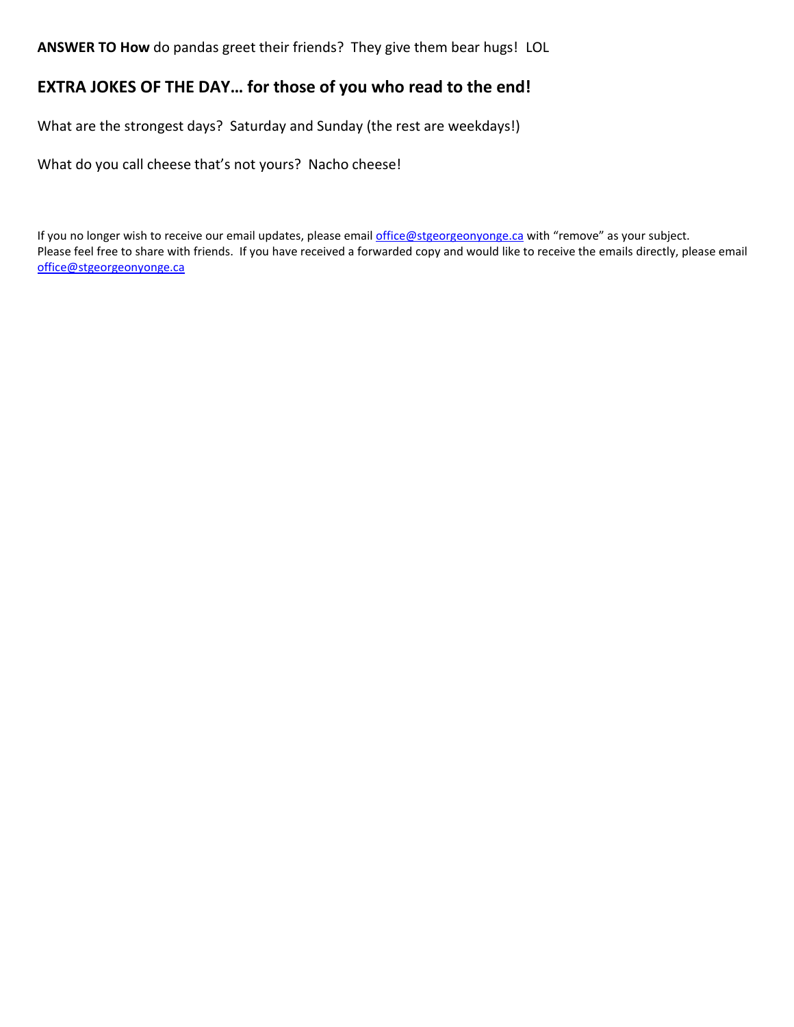**ANSWER TO How** do pandas greet their friends? They give them bear hugs! LOL

## EXTRA JOKES OF THE DAY… for those of you who read to the end!

What are the strongest days? Saturday and Sunday (the rest are weekdays!)

What do you call cheese that's not yours? Nacho cheese!

If you no longer wish to receive our email updates, please email office@stgeorgeonyonge.ca with "remove" as your subject.
Please feel free to share with friends. If you have received a forwarded copy and would like to receive the emails directly, please email office@stgeorgeonyonge.ca